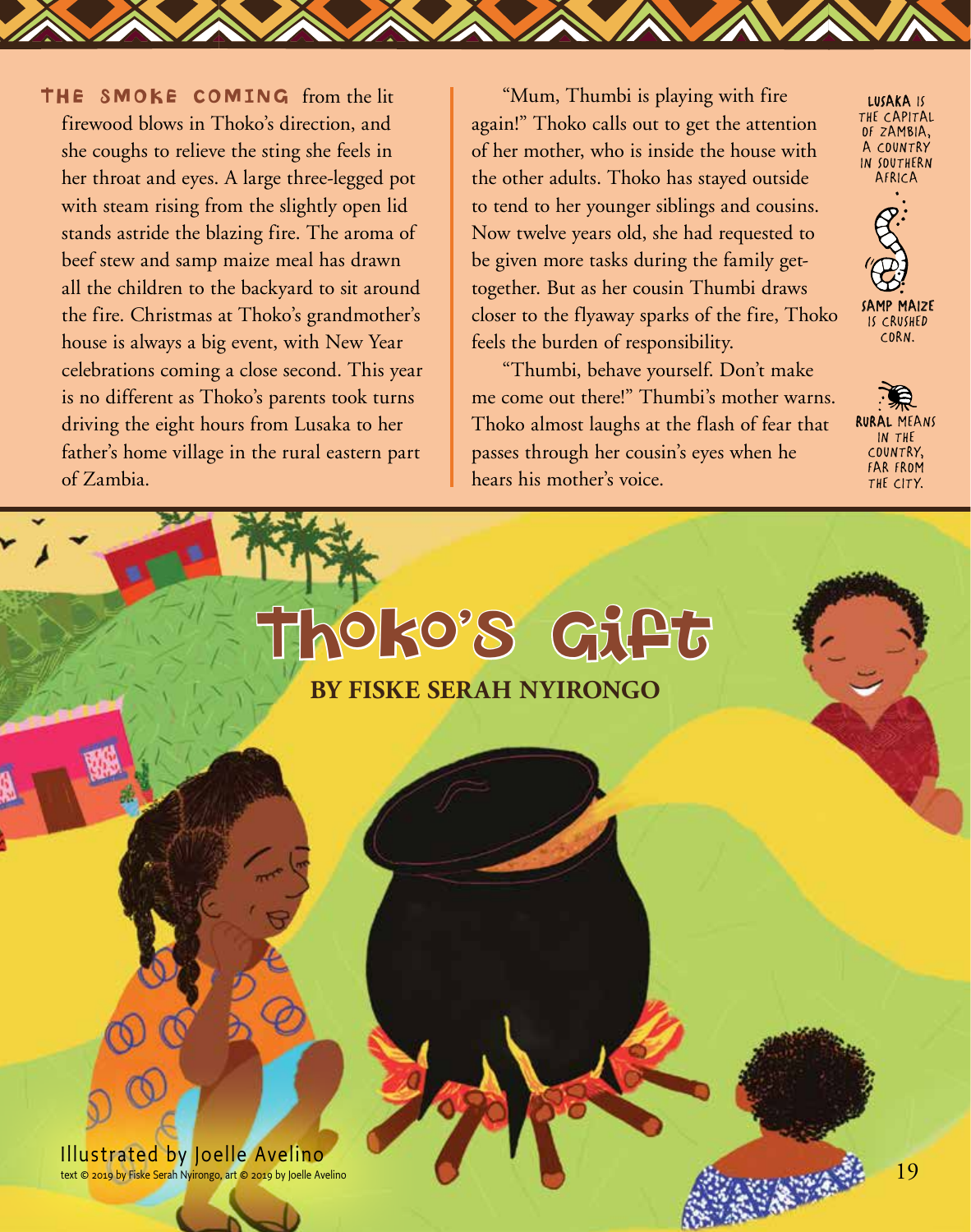# Thoko's Gift

**BY FISKE SERAH NYIRONGO**

Illustrated by Joelle Avelino

text © 2019 by Fiske Serah Nyirongo, art © 2019 by Joelle Avelino

THE SMOKE COMING from the lit firewood blows in Thoko's direction, and she coughs to relieve the sting she feels in her throat and eyes. A large three-legged pot with steam rising from the slightly open lid stands astride the blazing fire. The aroma of beef stew and samp maize meal has drawn all the children to the backyard to sit around the fire. Christmas at Thoko's grandmother's house is always a big event, with New Year celebrations coming a close second. This year is no different as Thoko's parents took turns driving the eight hours from Lusaka to her father's home village in the rural eastern part of Zambia.

"Mum, Thumbi is playing with fire again!" Thoko calls out to get the attention of her mother, who is inside the house with the other adults. Thoko has stayed outside to tend to her younger siblings and cousins. Now twelve years old, she had requested to be given more tasks during the family get-together. But as her cousin Thumbi draws closer to the flyaway sparks of the fire, Thoko feels the burden of responsibility.

"Thumbi, behave yourself. Don't make me come out there!" Thumbi's mother warns. Thoko almost laughs at the flash of fear that passes through her cousin's eyes when he hears his mother's voice.

**LUSAKA** IS THE CAPITAL OF ZAMBIA, A COUNTRY IN SOUTHERN AFRICA

**SAMP MAIZE** IS CRUSHED CORN.

**RURAL** MEANS IN THE COUNTRY, FAR FROM THE CITY.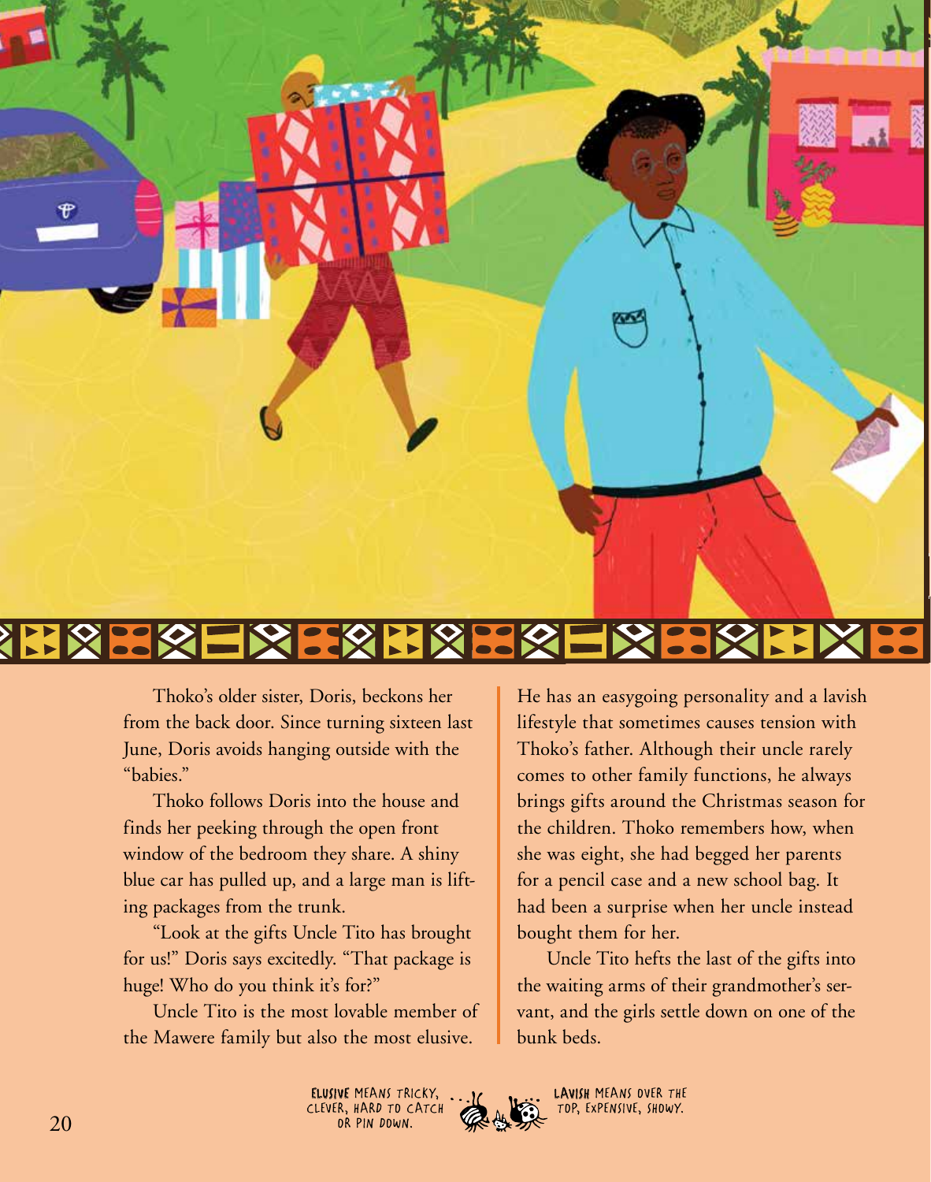Thoko's older sister, Doris, beckons her from the back door. Since turning sixteen last June, Doris avoids hanging outside with the "babies."

Thoko follows Doris into the house and finds her peeking through the open front window of the bedroom they share. A shiny blue car has pulled up, and a large man is lifting packages from the trunk.

"Look at the gifts Uncle Tito has brought for us!" Doris says excitedly. "That package is huge! Who do you think it's for?"

Uncle Tito is the most lovable member of the Mawere family but also the most elusive. He has an easygoing personality and a lavish lifestyle that sometimes causes tension with Thoko's father. Although their uncle rarely comes to other family functions, he always brings gifts around the Christmas season for the children. Thoko remembers how, when she was eight, she had begged her parents for a pencil case and a new school bag. It had been a surprise when her uncle instead bought them for her.

Uncle Tito hefts the last of the gifts into the waiting arms of their grandmother's servant, and the girls settle down on one of the bunk beds.

**ELUSIVE** MEANS TRICKY, CLEVER, HARD TO CATCH OR PIN DOWN.

**LAVISH** MEANS OVER THE TOP, EXPENSIVE, SHOWY.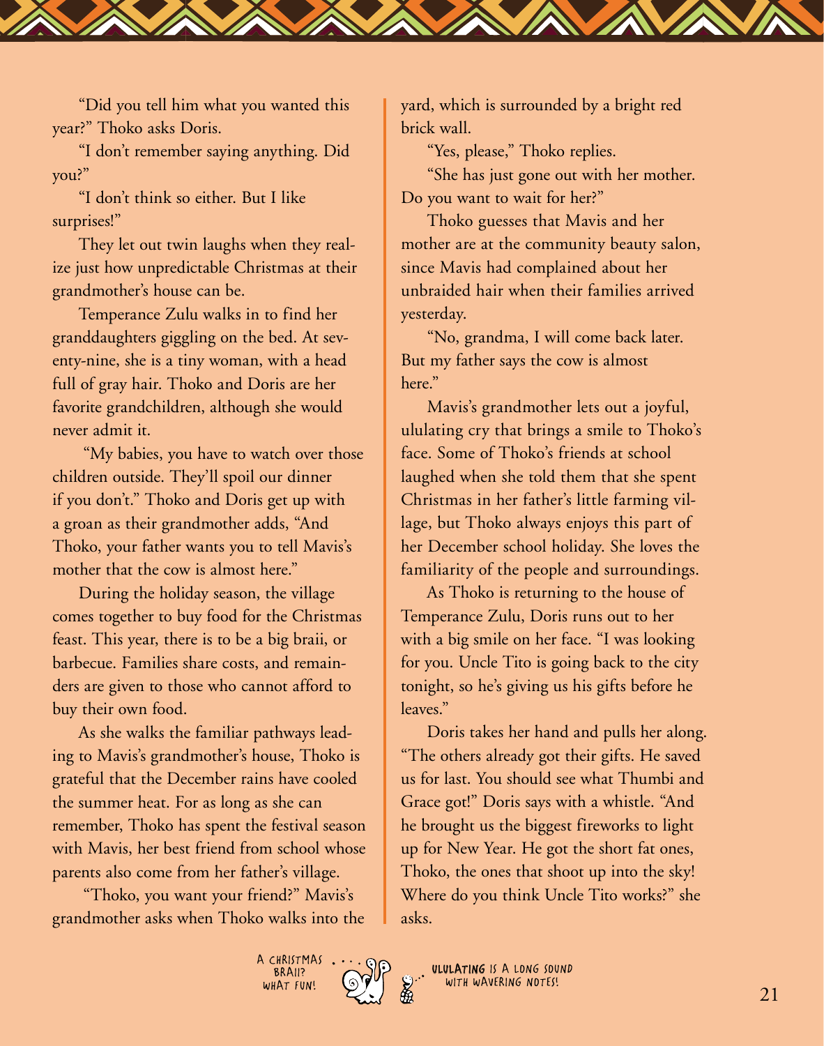"Did you tell him what you wanted this year?" Thoko asks Doris.

"I don't remember saying anything. Did you?"

"I don't think so either. But I like surprises!"

They let out twin laughs when they realize just how unpredictable Christmas at their grandmother's house can be.

Temperance Zulu walks in to find her granddaughters giggling on the bed. At seventy-nine, she is a tiny woman, with a head full of gray hair. Thoko and Doris are her favorite grandchildren, although she would never admit it.

"My babies, you have to watch over those children outside. They'll spoil our dinner if you don't." Thoko and Doris get up with a groan as their grandmother adds, "And Thoko, your father wants you to tell Mavis's mother that the cow is almost here."

During the holiday season, the village comes together to buy food for the Christmas feast. This year, there is to be a big braii, or barbecue. Families share costs, and remainders are given to those who cannot afford to buy their own food.

As she walks the familiar pathways leading to Mavis's grandmother's house, Thoko is grateful that the December rains have cooled the summer heat. For as long as she can remember, Thoko has spent the festival season with Mavis, her best friend from school whose parents also come from her father's village.

"Thoko, you want your friend?" Mavis's grandmother asks when Thoko walks into the yard, which is surrounded by a bright red brick wall.

"Yes, please," Thoko replies.

"She has just gone out with her mother. Do you want to wait for her?"

Thoko guesses that Mavis and her mother are at the community beauty salon, since Mavis had complained about her unbraided hair when their families arrived yesterday.

"No, grandma, I will come back later. But my father says the cow is almost here."

Mavis's grandmother lets out a joyful, ululating cry that brings a smile to Thoko's face. Some of Thoko's friends at school laughed when she told them that she spent Christmas in her father's little farming village, but Thoko always enjoys this part of her December school holiday. She loves the familiarity of the people and surroundings.

As Thoko is returning to the house of Temperance Zulu, Doris runs out to her with a big smile on her face. "I was looking for you. Uncle Tito is going back to the city tonight, so he's giving us his gifts before he leaves."

Doris takes her hand and pulls her along. "The others already got their gifts. He saved us for last. You should see what Thumbi and Grace got!" Doris says with a whistle. "And he brought us the biggest fireworks to light up for New Year. He got the short fat ones, Thoko, the ones that shoot up into the sky! Where do you think Uncle Tito works?" she asks.

A CHRISTMAS BRAII? WHAT FUN!

**ULULATING** IS A LONG SOUND WITH WAVERING NOTES!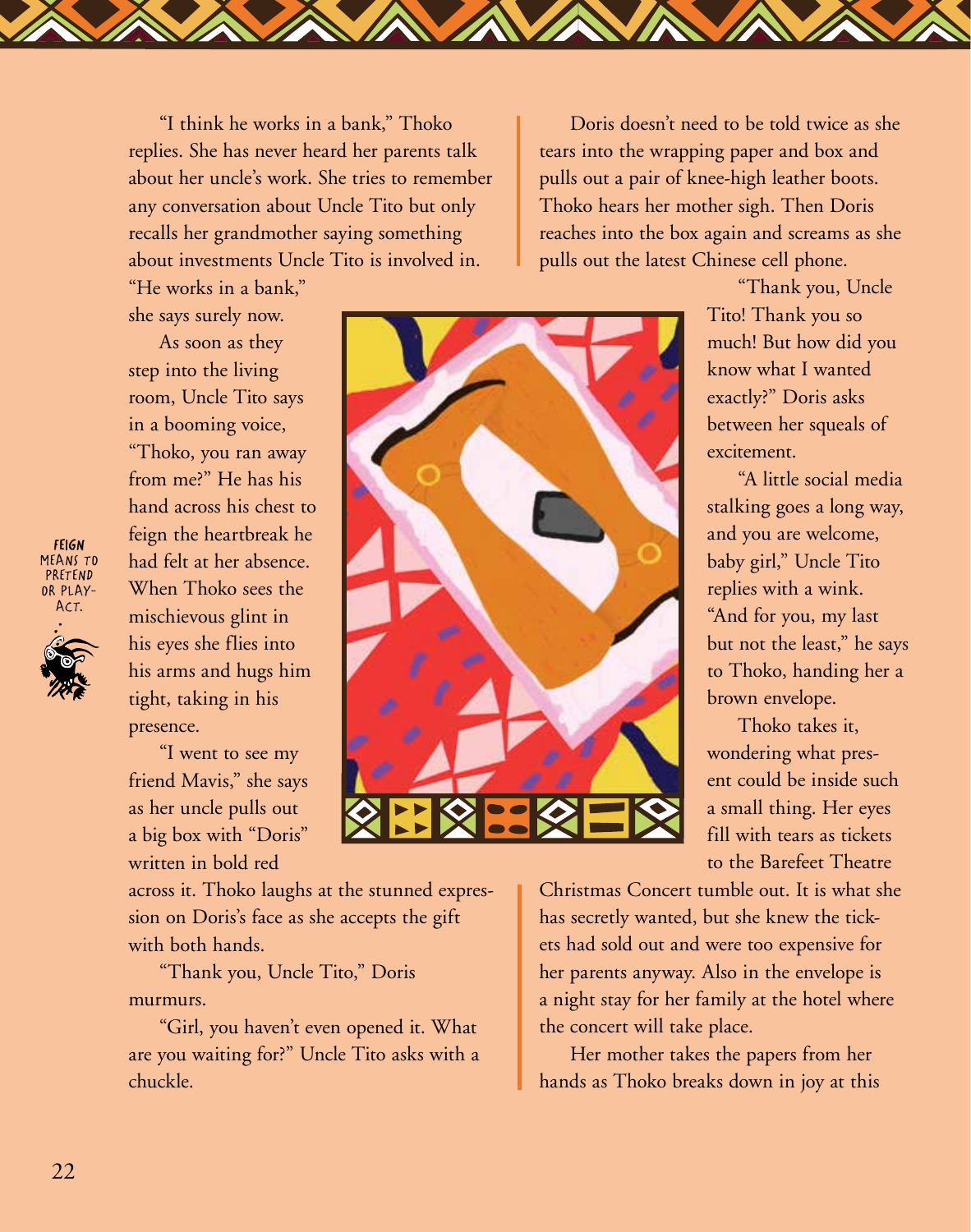"I think he works in a bank," Thoko replies. She has never heard her parents talk about her uncle's work. She tries to remember any conversation about Uncle Tito but only recalls her grandmother saying something about investments Uncle Tito is involved in. "He works in a bank," she says surely now.

As soon as they step into the living room, Uncle Tito says in a booming voice, "Thoko, you ran away from me?" He has his hand across his chest to feign the heartbreak he had felt at her absence. When Thoko sees the mischievous glint in his eyes she flies into his arms and hugs him tight, taking in his presence.

FEIGN MEANS TO PRETEND OR PLAY-ACT.

"I went to see my friend Mavis," she says as her uncle pulls out a big box with "Doris" written in bold red across it. Thoko laughs at the stunned expression on Doris's face as she accepts the gift with both hands.

"Thank you, Uncle Tito," Doris murmurs.

"Girl, you haven't even opened it. What are you waiting for?" Uncle Tito asks with a chuckle.

Doris doesn't need to be told twice as she tears into the wrapping paper and box and pulls out a pair of knee-high leather boots. Thoko hears her mother sigh. Then Doris reaches into the box again and screams as she pulls out the latest Chinese cell phone.

"Thank you, Uncle Tito! Thank you so much! But how did you know what I wanted exactly?" Doris asks between her squeals of excitement.

"A little social media stalking goes a long way, and you are welcome, baby girl," Uncle Tito replies with a wink. "And for you, my last but not the least," he says to Thoko, handing her a brown envelope.

Thoko takes it, wondering what present could be inside such a small thing. Her eyes fill with tears as tickets to the Barefeet Theatre Christmas Concert tumble out. It is what she has secretly wanted, but she knew the tickets had sold out and were too expensive for her parents anyway. Also in the envelope is a night stay for her family at the hotel where the concert will take place.

Her mother takes the papers from her hands as Thoko breaks down in joy at this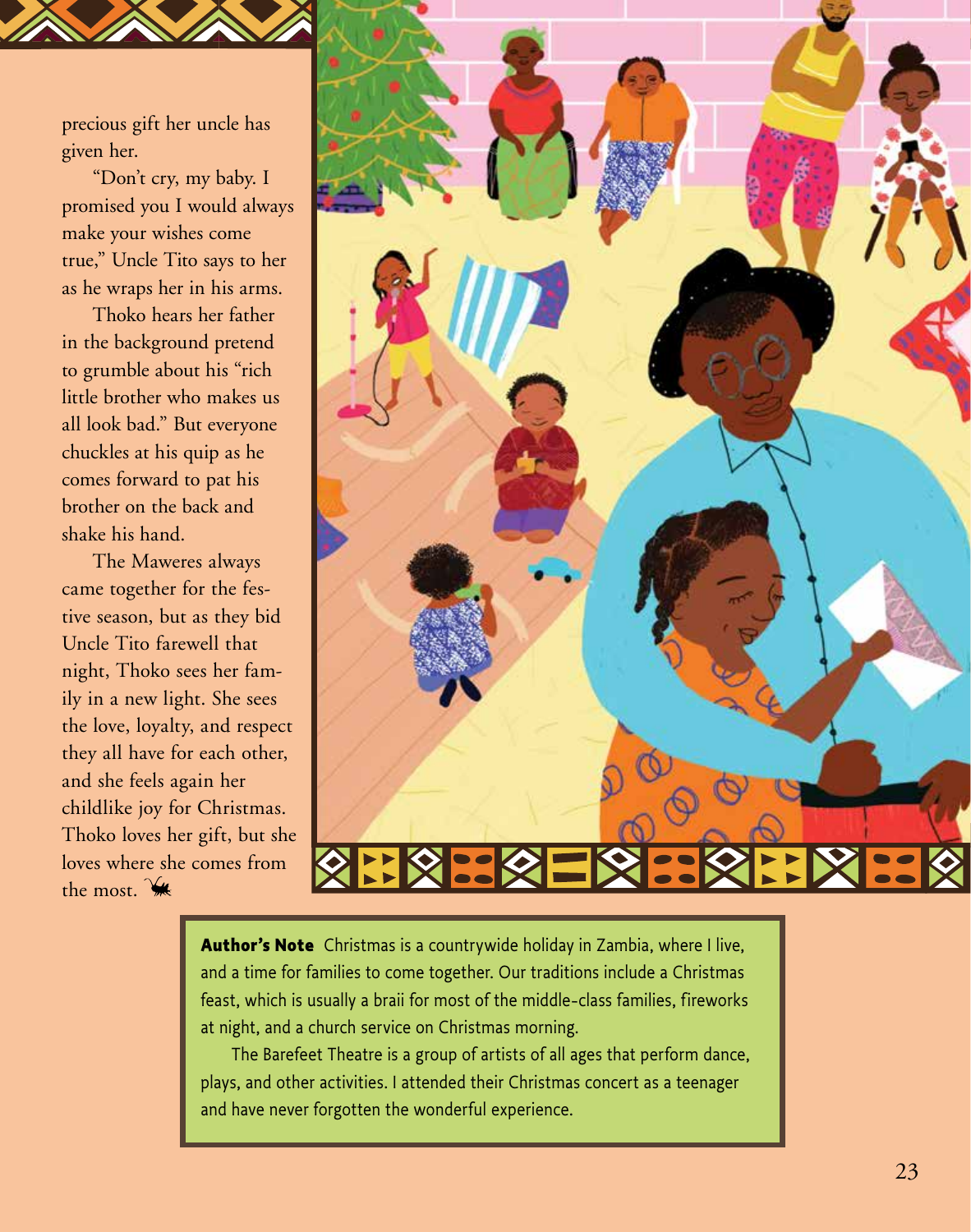precious gift her uncle has given her.

"Don't cry, my baby. I promised you I would always make your wishes come true," Uncle Tito says to her as he wraps her in his arms.

Thoko hears her father in the background pretend to grumble about his "rich little brother who makes us all look bad." But everyone chuckles at his quip as he comes forward to pat his brother on the back and shake his hand.

The Maweres always came together for the festive season, but as they bid Uncle Tito farewell that night, Thoko sees her family in a new light. She sees the love, loyalty, and respect they all have for each other, and she feels again her childlike joy for Christmas. Thoko loves her gift, but she loves where she comes from the most.

**Author's Note** Christmas is a countrywide holiday in Zambia, where I live, and a time for families to come together. Our traditions include a Christmas feast, which is usually a braii for most of the middle-class families, fireworks at night, and a church service on Christmas morning.

The Barefeet Theatre is a group of artists of all ages that perform dance, plays, and other activities. I attended their Christmas concert as a teenager and have never forgotten the wonderful experience.